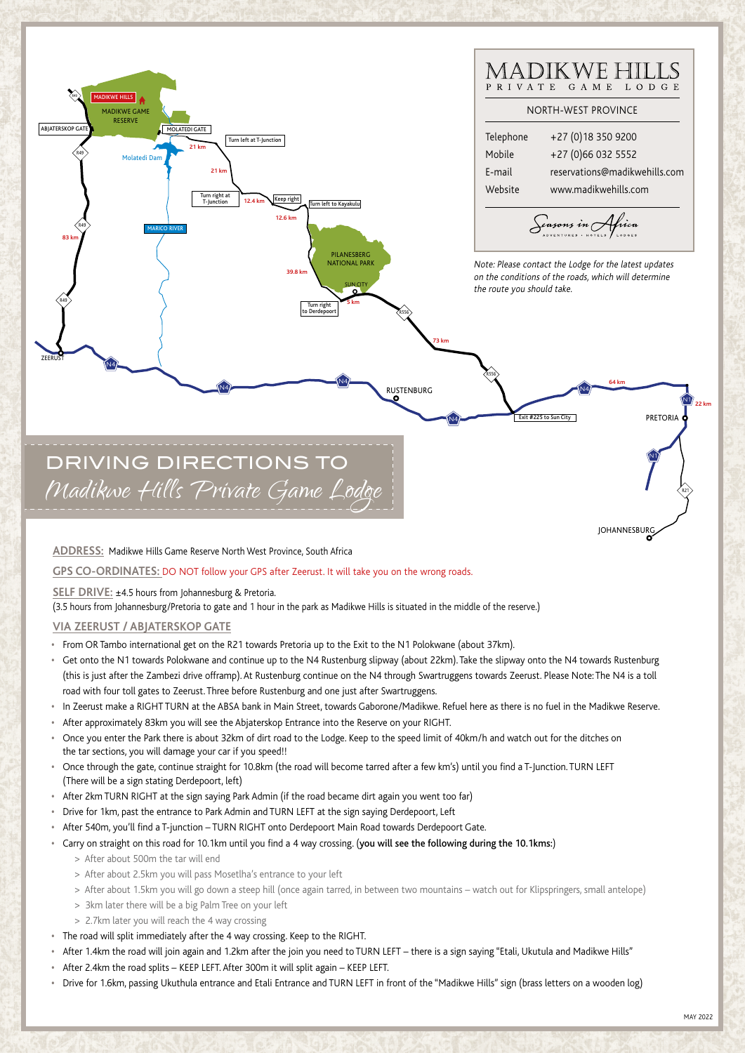# MADIKWE HILLS
PRIVATE GAME LODGE

NORTH-WEST PROVINCE

| | |
|---|---|
| Telephone | +27 (0)18 350 9200 |
| Mobile | +27 (0)66 032 5552 |
| E-mail | reservations@madikwehills.com |
| Website | www.madikwehills.com |

Seasons in Africa
ADVENTURES • HOTELS • LODGES

*Note: Please contact the Lodge for the latest updates on the conditions of the roads, which will determine the route you should take.*

# DRIVING DIRECTIONS TO
## *Madikwe Hills Private Game Lodge*

**ADDRESS:** Madikwe Hills Game Reserve North West Province, South Africa

**GPS CO-ORDINATES:** DO NOT follow your GPS after Zeerust. It will take you on the wrong roads.

**SELF DRIVE:** ±4.5 hours from Johannesburg & Pretoria.
(3.5 hours from Johannesburg/Pretoria to gate and 1 hour in the park as Madikwe Hills is situated in the middle of the reserve.)

### VIA ZEERUST / ABJATERSKOP GATE

- From OR Tambo international get on the R21 towards Pretoria up to the Exit to the N1 Polokwane (about 37km).
- Get onto the N1 towards Polokwane and continue up to the N4 Rustenburg slipway (about 22km). Take the slipway onto the N4 towards Rustenburg (this is just after the Zambezi drive offramp). At Rustenburg continue on the N4 through Swartruggens towards Zeerust. Please Note: The N4 is a toll road with four toll gates to Zeerust. Three before Rustenburg and one just after Swartruggens.
- In Zeerust make a RIGHT TURN at the ABSA bank in Main Street, towards Gaborone/Madikwe. Refuel here as there is no fuel in the Madikwe Reserve.
- After approximately 83km you will see the Abjaterskop Entrance into the Reserve on your RIGHT.
- Once you enter the Park there is about 32km of dirt road to the Lodge. Keep to the speed limit of 40km/h and watch out for the ditches on the tar sections, you will damage your car if you speed!!
- Once through the gate, continue straight for 10.8km (the road will become tarred after a few km's) until you find a T-Junction. TURN LEFT (There will be a sign stating Derdepoort, left)
- After 2km TURN RIGHT at the sign saying Park Admin (if the road became dirt again you went too far)
- Drive for 1km, past the entrance to Park Admin and TURN LEFT at the sign saying Derdepoort, Left
- After 540m, you'll find a T-junction – TURN RIGHT onto Derdepoort Main Road towards Derdepoort Gate.
- Carry on straight on this road for 10.1km until you find a 4 way crossing. (**you will see the following during the 10.1kms:**)
  - > After about 500m the tar will end
  - > After about 2.5km you will pass Mosetlha's entrance to your left
  - > After about 1.5km you will go down a steep hill (once again tarred, in between two mountains – watch out for Klipspringers, small antelope)
  - > 3km later there will be a big Palm Tree on your left
  - > 2.7km later you will reach the 4 way crossing
- The road will split immediately after the 4 way crossing. Keep to the RIGHT.
- After 1.4km the road will join again and 1.2km after the join you need to TURN LEFT – there is a sign saying "Etali, Ukutula and Madikwe Hills"
- After 2.4km the road splits – KEEP LEFT. After 300m it will split again – KEEP LEFT.
- Drive for 1.6km, passing Ukuthula entrance and Etali Entrance and TURN LEFT in front of the "Madikwe Hills" sign (brass letters on a wooden log)

MAY 2022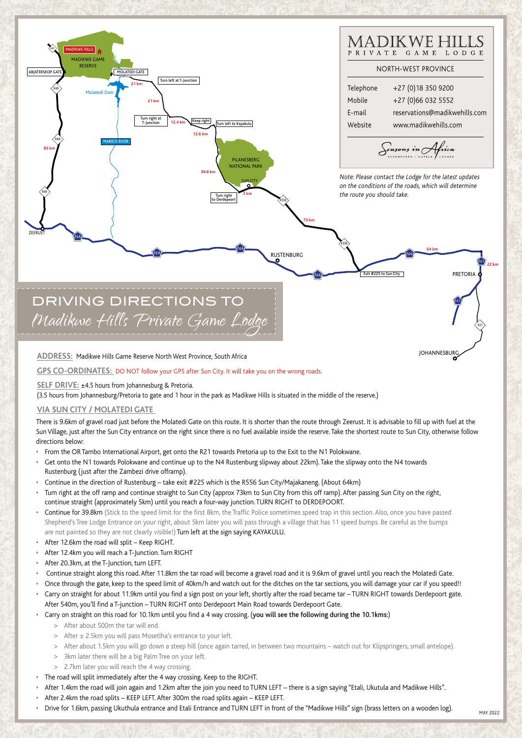MADIKWE HILLS
PRIVATE GAME LODGE

NORTH-WEST PROVINCE

| | |
|---|---|
| Telephone | +27 (0)18 350 9200 |
| Mobile | +27 (0)66 032 5552 |
| E-mail | reservations@madikwehills.com |
| Website | www.madikwehills.com |

Seasons in Africa
ADVENTURES • HOTELS • LODGES

*Note: Please contact the Lodge for the latest updates on the conditions of the roads, which will determine the route you should take.*

MADIKWE HILLS
MADIKWE GAME RESERVE
ABJATERSKOP GATE
MOLATEDI GATE
Molatedi Dam
Turn left at T-Junction
21 km
21 km
Turn right at T-Junction
12.4 km
Keep right
Turn left to Kayakulu
12.6 km
R49
R49
R49
R49
83 km
MARICO RIVER
PILANESBERG NATIONAL PARK
39.8 km
SUN CITY
5 km
Turn right to Derdepoort
R556
73 km
ZEERUST
N4
N4
N4
RUSTENBURG
N4
R556
N4
64 km
N1
22 km
Exit #225 to Sun City
PRETORIA
N1
R21
JOHANNESBURG

# DRIVING DIRECTIONS TO
## *Madikwe Hills Private Game Lodge*

**ADDRESS:** Madikwe Hills Game Reserve North West Province, South Africa

**GPS CO-ORDINATES:** DO NOT follow your GPS after Sun City. It will take you on the wrong roads.

**SELF DRIVE:** ±4.5 hours from Johannesburg & Pretoria.
(3.5 hours from Johannesburg/Pretoria to gate and 1 hour in the park as Madikwe Hills is situated in the middle of the reserve.)

### VIA SUN CITY / MOLATEDI GATE

There is 9.6km of gravel road just before the Molatedi Gate on this route. It is shorter than the route through Zeerust. It is advisable to fill up with fuel at the Sun Village, just after the Sun City entrance on the right since there is no fuel available inside the reserve. Take the shortest route to Sun City, otherwise follow directions below:

- From the OR Tambo International Airport, get onto the R21 towards Pretoria up to the Exit to the N1 Polokwane.
- Get onto the N1 towards Polokwane and continue up to the N4 Rustenburg slipway about 22km). Take the slipway onto the N4 towards Rustenburg (just after the Zambezi drive offramp).
- Continue in the direction of Rustenburg – take exit #225 which is the R556 Sun City/Majakaneng. (About 64km)
- Turn right at the off ramp and continue straight to Sun City (approx 73km to Sun City from this off ramp). After passing Sun City on the right, continue straight (approximately 5km) until you reach a four-way junction. TURN RIGHT to DERDEPOORT.
- Continue for 39.8km (Stick to the speed limit for the first 8km, the Traffic Police sometimes speed trap in this section. Also, once you have passed Shepherd's Tree Lodge Entrance on your right, about 5km later you will pass through a village that has 11 speed bumps. Be careful as the bumps are not painted so they are not clearly visible!) Turn left at the sign saying KAYAKULU.
- After 12.6km the road will split – Keep RIGHT.
- After 12.4km you will reach a T-Junction. Turn RIGHT
- After 20.3km, at the T-Junction, turn LEFT.
- Continue straight along this road. After 11.8km the tar road will become a gravel road and it is 9.6km of gravel until you reach the Molatedi Gate.
- Once through the gate, keep to the speed limit of 40km/h and watch out for the ditches on the tar sections, you will damage your car if you speed!!
- Carry on straight for about 11.9km until you find a sign post on your left, shortly after the road became tar – TURN RIGHT towards Derdepoort gate. After 540m, you'll find a T-junction – TURN RIGHT onto Derdepoort Main Road towards Derdepoort Gate.
- Carry on straight on this road for 10.1km until you find a 4 way crossing. (**you will see the following during the 10.1kms:**)
  - After about 500m the tar will end.
  - After ± 2.5km you will pass Mosetlha's entrance to your left.
  - After about 1.5km you will go down a steep hill (once again tarred, in between two mountains – watch out for Klipspringers, small antelope).
  - 3km later there will be a big Palm Tree on your left.
  - 2.7km later you will reach the 4 way crossing.
- The road will split immediately after the 4 way crossing. Keep to the RIGHT.
- After 1.4km the road will join again and 1.2km after the join you need to TURN LEFT – there is a sign saying "Etali, Ukutula and Madikwe Hills".
- After 2.4km the road splits – KEEP LEFT. After 300m the road splits again – KEEP LEFT.
- Drive for 1.6km, passing Ukuthula entrance and Etali Entrance and TURN LEFT in front of the "Madikwe Hills" sign (brass letters on a wooden log).

MAY 2022